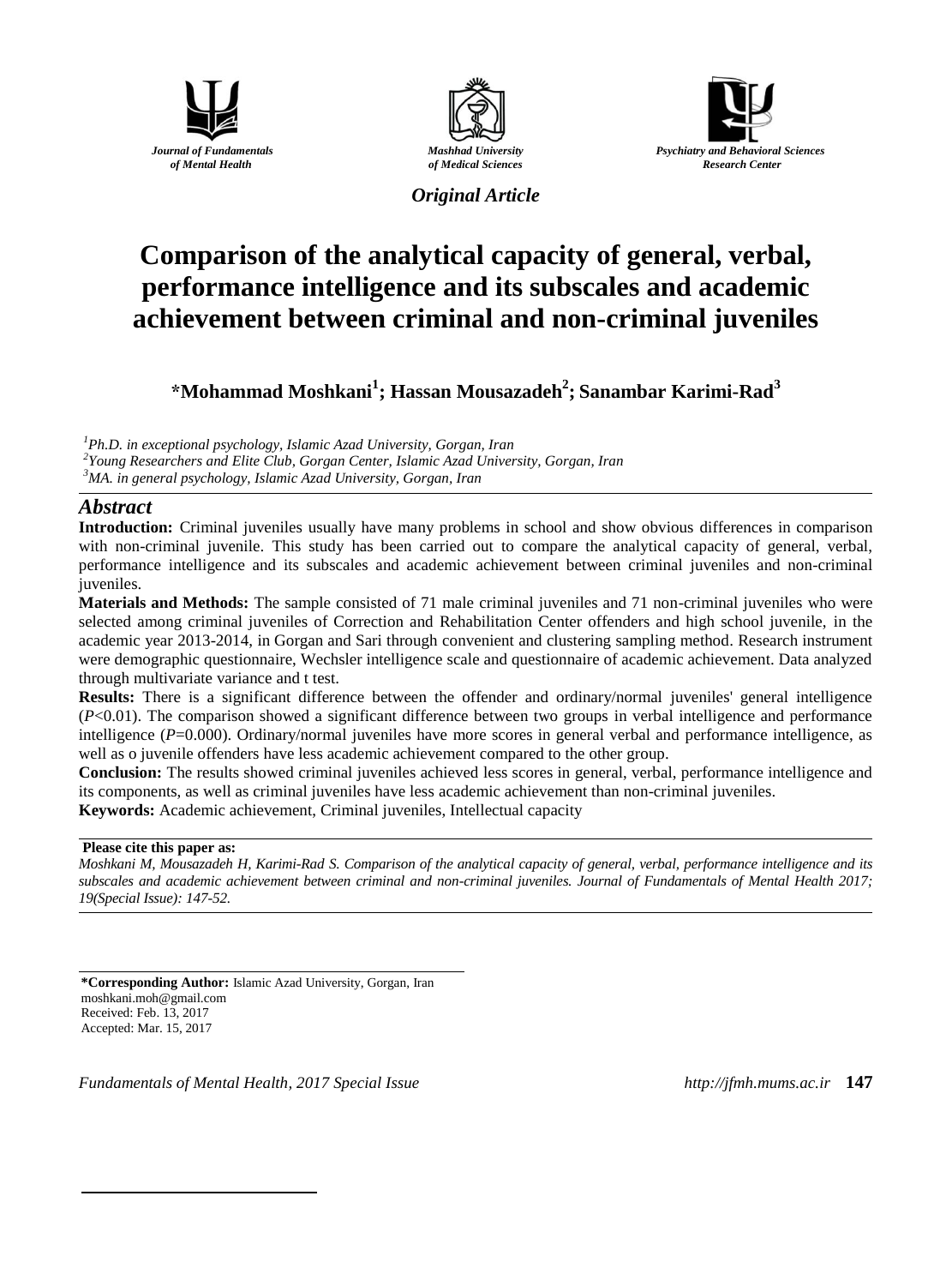Journal of Fundamentals of Mental Health

Mashhad University of Medical Sciences

Psychiatry and Behavioral Sciences Research Center

*Original Article*

# Comparison of the analytical capacity of general, verbal, performance intelligence and its subscales and academic achievement between criminal and non-criminal juveniles

**\*Mohammad Moshkani[1]; Hassan Mousazadeh[2]; Sanambar Karimi-Rad[3]**

*[1]Ph.D. in exceptional psychology, Islamic Azad University, Gorgan, Iran*
*[2]Young Researchers and Elite Club, Gorgan Center, Islamic Azad University, Gorgan, Iran*
*[3]MA. in general psychology, Islamic Azad University, Gorgan, Iran*

## Abstract

**Introduction:** Criminal juveniles usually have many problems in school and show obvious differences in comparison with non-criminal juvenile. This study has been carried out to compare the analytical capacity of general, verbal, performance intelligence and its subscales and academic achievement between criminal juveniles and non-criminal juveniles.

**Materials and Methods:** The sample consisted of 71 male criminal juveniles and 71 non-criminal juveniles who were selected among criminal juveniles of Correction and Rehabilitation Center offenders and high school juvenile, in the academic year 2013-2014, in Gorgan and Sari through convenient and clustering sampling method. Research instrument were demographic questionnaire, Wechsler intelligence scale and questionnaire of academic achievement. Data analyzed through multivariate variance and t test.

**Results:** There is a significant difference between the offender and ordinary/normal juveniles' general intelligence ($P<0.01$). The comparison showed a significant difference between two groups in verbal intelligence and performance intelligence ($P=0.000$). Ordinary/normal juveniles have more scores in general verbal and performance intelligence, as well as o juvenile offenders have less academic achievement compared to the other group.

**Conclusion:** The results showed criminal juveniles achieved less scores in general, verbal, performance intelligence and its components, as well as criminal juveniles have less academic achievement than non-criminal juveniles.

**Keywords:** Academic achievement, Criminal juveniles, Intellectual capacity

**Please cite this paper as:**
*Moshkani M, Mousazadeh H, Karimi-Rad S. Comparison of the analytical capacity of general, verbal, performance intelligence and its subscales and academic achievement between criminal and non-criminal juveniles. Journal of Fundamentals of Mental Health 2017; 19(Special Issue): 147-52.*

**\*Corresponding Author:** Islamic Azad University, Gorgan, Iran
moshkani.moh@gmail.com
Received: Feb. 13, 2017
Accepted: Mar. 15, 2017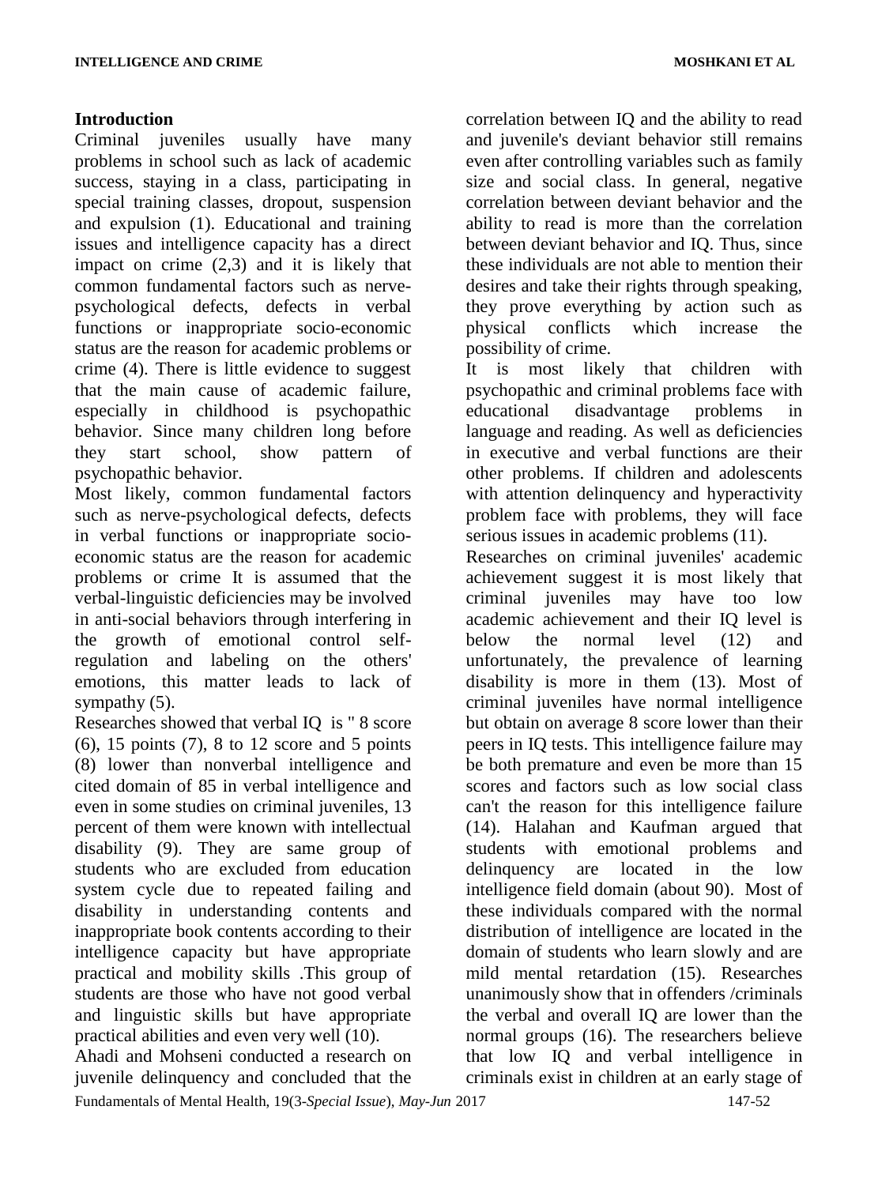## Introduction

Criminal juveniles usually have many problems in school such as lack of academic success, staying in a class, participating in special training classes, dropout, suspension and expulsion (1). Educational and training issues and intelligence capacity has a direct impact on crime (2,3) and it is likely that common fundamental factors such as nerve-psychological defects, defects in verbal functions or inappropriate socio-economic status are the reason for academic problems or crime (4). There is little evidence to suggest that the main cause of academic failure, especially in childhood is psychopathic behavior. Since many children long before they start school, show pattern of psychopathic behavior.

Most likely, common fundamental factors such as nerve-psychological defects, defects in verbal functions or inappropriate socio-economic status are the reason for academic problems or crime It is assumed that the verbal-linguistic deficiencies may be involved in anti-social behaviors through interfering in the growth of emotional control self-regulation and labeling on the others' emotions, this matter leads to lack of sympathy (5).

Researches showed that verbal IQ is " 8 score (6), 15 points (7), 8 to 12 score and 5 points (8) lower than nonverbal intelligence and cited domain of 85 in verbal intelligence and even in some studies on criminal juveniles, 13 percent of them were known with intellectual disability (9). They are same group of students who are excluded from education system cycle due to repeated failing and disability in understanding contents and inappropriate book contents according to their intelligence capacity but have appropriate practical and mobility skills .This group of students are those who have not good verbal and linguistic skills but have appropriate practical abilities and even very well (10).

Ahadi and Mohseni conducted a research on juvenile delinquency and concluded that the correlation between IQ and the ability to read and juvenile's deviant behavior still remains even after controlling variables such as family size and social class. In general, negative correlation between deviant behavior and the ability to read is more than the correlation between deviant behavior and IQ. Thus, since these individuals are not able to mention their desires and take their rights through speaking, they prove everything by action such as physical conflicts which increase the possibility of crime.

It is most likely that children with psychopathic and criminal problems face with educational disadvantage problems in language and reading. As well as deficiencies in executive and verbal functions are their other problems. If children and adolescents with attention delinquency and hyperactivity problem face with problems, they will face serious issues in academic problems (11).

Researches on criminal juveniles' academic achievement suggest it is most likely that criminal juveniles may have too low academic achievement and their IQ level is below the normal level (12) and unfortunately, the prevalence of learning disability is more in them (13). Most of criminal juveniles have normal intelligence but obtain on average 8 score lower than their peers in IQ tests. This intelligence failure may be both premature and even be more than 15 scores and factors such as low social class can't the reason for this intelligence failure (14). Halahan and Kaufman argued that students with emotional problems and delinquency are located in the low intelligence field domain (about 90). Most of these individuals compared with the normal distribution of intelligence are located in the domain of students who learn slowly and are mild mental retardation (15). Researches unanimously show that in offenders /criminals the verbal and overall IQ are lower than the normal groups (16). The researchers believe that low IQ and verbal intelligence in criminals exist in children at an early stage of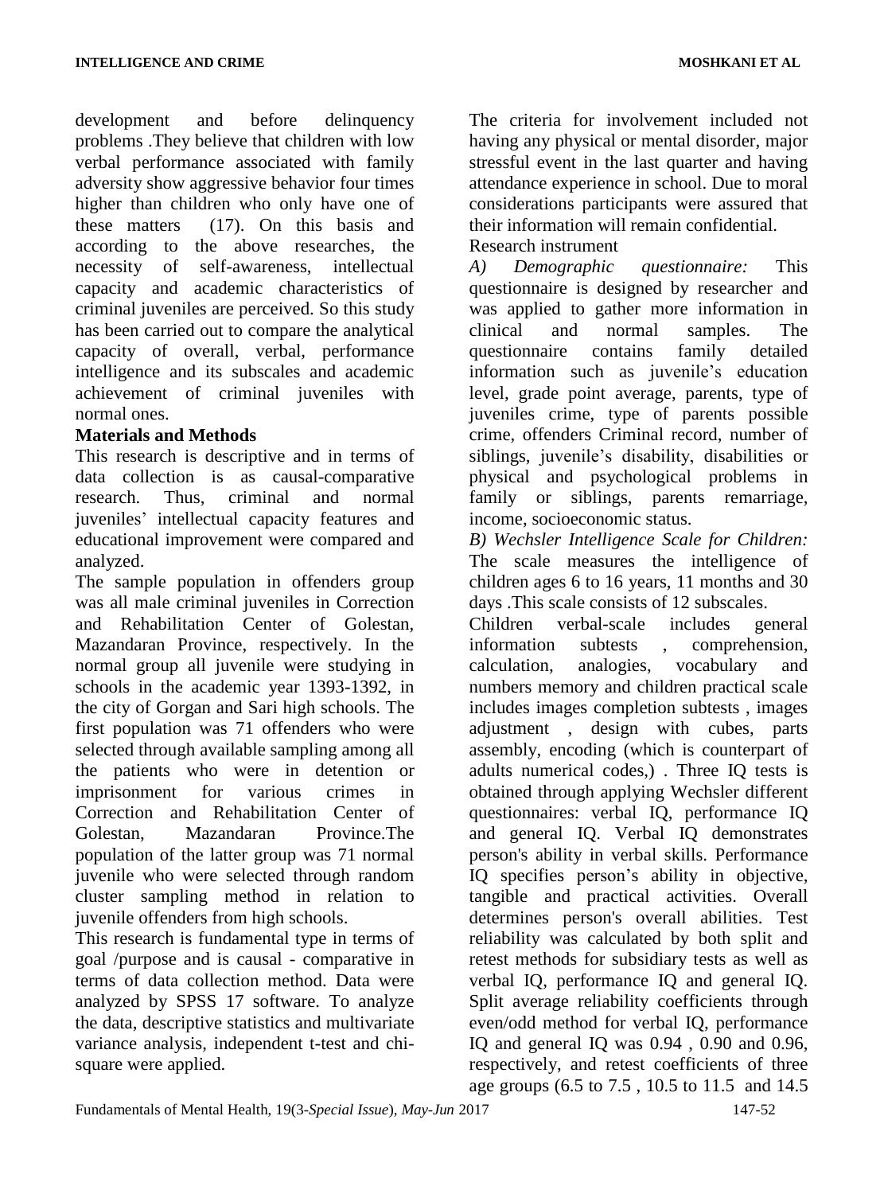development and before delinquency problems .They believe that children with low verbal performance associated with family adversity show aggressive behavior four times higher than children who only have one of these matters (17). On this basis and according to the above researches, the necessity of self-awareness, intellectual capacity and academic characteristics of criminal juveniles are perceived. So this study has been carried out to compare the analytical capacity of overall, verbal, performance intelligence and its subscales and academic achievement of criminal juveniles with normal ones.

**Materials and Methods**

This research is descriptive and in terms of data collection is as causal-comparative research. Thus, criminal and normal juveniles' intellectual capacity features and educational improvement were compared and analyzed.

The sample population in offenders group was all male criminal juveniles in Correction and Rehabilitation Center of Golestan, Mazandaran Province, respectively. In the normal group all juvenile were studying in schools in the academic year 1393-1392, in the city of Gorgan and Sari high schools. The first population was 71 offenders who were selected through available sampling among all the patients who were in detention or imprisonment for various crimes in Correction and Rehabilitation Center of Golestan, Mazandaran Province.The population of the latter group was 71 normal juvenile who were selected through random cluster sampling method in relation to juvenile offenders from high schools.

This research is fundamental type in terms of goal /purpose and is causal - comparative in terms of data collection method. Data were analyzed by SPSS 17 software. To analyze the data, descriptive statistics and multivariate variance analysis, independent t-test and chi-square were applied.

The criteria for involvement included not having any physical or mental disorder, major stressful event in the last quarter and having attendance experience in school. Due to moral considerations participants were assured that their information will remain confidential.

Research instrument

*A) Demographic questionnaire:* This questionnaire is designed by researcher and was applied to gather more information in clinical and normal samples. The questionnaire contains family detailed information such as juvenile's education level, grade point average, parents, type of juveniles crime, type of parents possible crime, offenders Criminal record, number of siblings, juvenile's disability, disabilities or physical and psychological problems in family or siblings, parents remarriage, income, socioeconomic status.

*B) Wechsler Intelligence Scale for Children:* The scale measures the intelligence of children ages 6 to 16 years, 11 months and 30 days .This scale consists of 12 subscales.

Children verbal-scale includes general information subtests , comprehension, calculation, analogies, vocabulary and numbers memory and children practical scale includes images completion subtests , images adjustment , design with cubes, parts assembly, encoding (which is counterpart of adults numerical codes,) . Three IQ tests is obtained through applying Wechsler different questionnaires: verbal IQ, performance IQ and general IQ. Verbal IQ demonstrates person's ability in verbal skills. Performance IQ specifies person's ability in objective, tangible and practical activities. Overall determines person's overall abilities. Test reliability was calculated by both split and retest methods for subsidiary tests as well as verbal IQ, performance IQ and general IQ. Split average reliability coefficients through even/odd method for verbal IQ, performance IQ and general IQ was 0.94 , 0.90 and 0.96, respectively, and retest coefficients of three age groups (6.5 to 7.5 , 10.5 to 11.5 and 14.5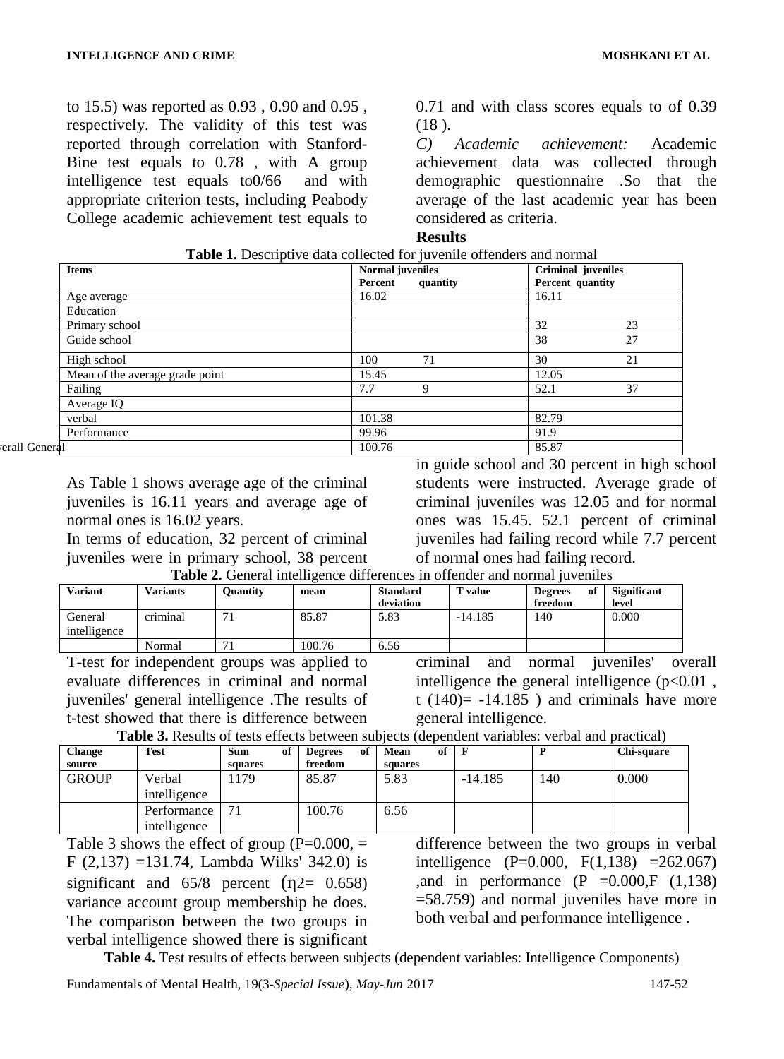to 15.5) was reported as 0.93 , 0.90 and 0.95 , respectively. The validity of this test was reported through correlation with Stanford-Bine test equals to 0.78 , with A group intelligence test equals to0/66 and with appropriate criterion tests, including Peabody College academic achievement test equals to 0.71 and with class scores equals to of 0.39 (18 ).

*C) Academic achievement:* Academic achievement data was collected through demographic questionnaire .So that the average of the last academic year has been considered as criteria.

## Results

**Table 1.** Descriptive data collected for juvenile offenders and normal

| Items | Normal juveniles | | Criminal juveniles | |
|---|---|---|---|---|
| | Percent | quantity | Percent | quantity |
| Age average | 16.02 | | 16.11 | |
| Education | | | | |
| Primary school | | | 32 | 23 |
| Guide school | | | 38 | 27 |
| High school | 100 | 71 | 30 | 21 |
| Mean of the average grade point | 15.45 | | 12.05 | |
| Failing | 7.7 | 9 | 52.1 | 37 |
| Average IQ | | | | |
| verbal | 101.38 | | 82.79 | |
| Performance | 99.96 | | 91.9 | |
| Overall General | 100.76 | | 85.87 | |

As Table 1 shows average age of the criminal juveniles is 16.11 years and average age of normal ones is 16.02 years.

In terms of education, 32 percent of criminal juveniles were in primary school, 38 percent in guide school and 30 percent in high school students were instructed. Average grade of criminal juveniles was 12.05 and for normal ones was 15.45. 52.1 percent of criminal juveniles had failing record while 7.7 percent of normal ones had failing record.

**Table 2.** General intelligence differences in offender and normal juveniles

| Variant | Variants | Quantity | mean | Standard deviation | T value | Degrees of freedom | Significant level |
|---|---|---|---|---|---|---|---|
| General intelligence | criminal | 71 | 85.87 | 5.83 | -14.185 | 140 | 0.000 |
| | Normal | 71 | 100.76 | 6.56 | | | |

T-test for independent groups was applied to evaluate differences in criminal and normal juveniles' general intelligence .The results of t-test showed that there is difference between criminal and normal juveniles' overall intelligence the general intelligence ($p<0.01$ , $t\ (140)= -14.185$ ) and criminals have more general intelligence.

**Table 3.** Results of tests effects between subjects (dependent variables: verbal and practical)

| Change source | Test | Sum of squares | Degrees of freedom | Mean of squares | F | P | Chi-square |
|---|---|---|---|---|---|---|---|
| GROUP | Verbal intelligence | 1179 | 85.87 | 5.83 | -14.185 | 140 | 0.000 |
| | Performance intelligence | 71 | 100.76 | 6.56 | | | |

Table 3 shows the effect of group (P=0.000, = F (2,137) =131.74, Lambda Wilks' 342.0) is significant and 65/8 percent ($\eta 2= 0.658$) variance account group membership he does. The comparison between the two groups in verbal intelligence showed there is significant difference between the two groups in verbal intelligence ($P=0.000$, $F(1,138) =262.067$) ,and in performance ($P =0.000$,$F\ (1,138) =58.759$) and normal juveniles have more in both verbal and performance intelligence .

**Table 4.** Test results of effects between subjects (dependent variables: Intelligence Components)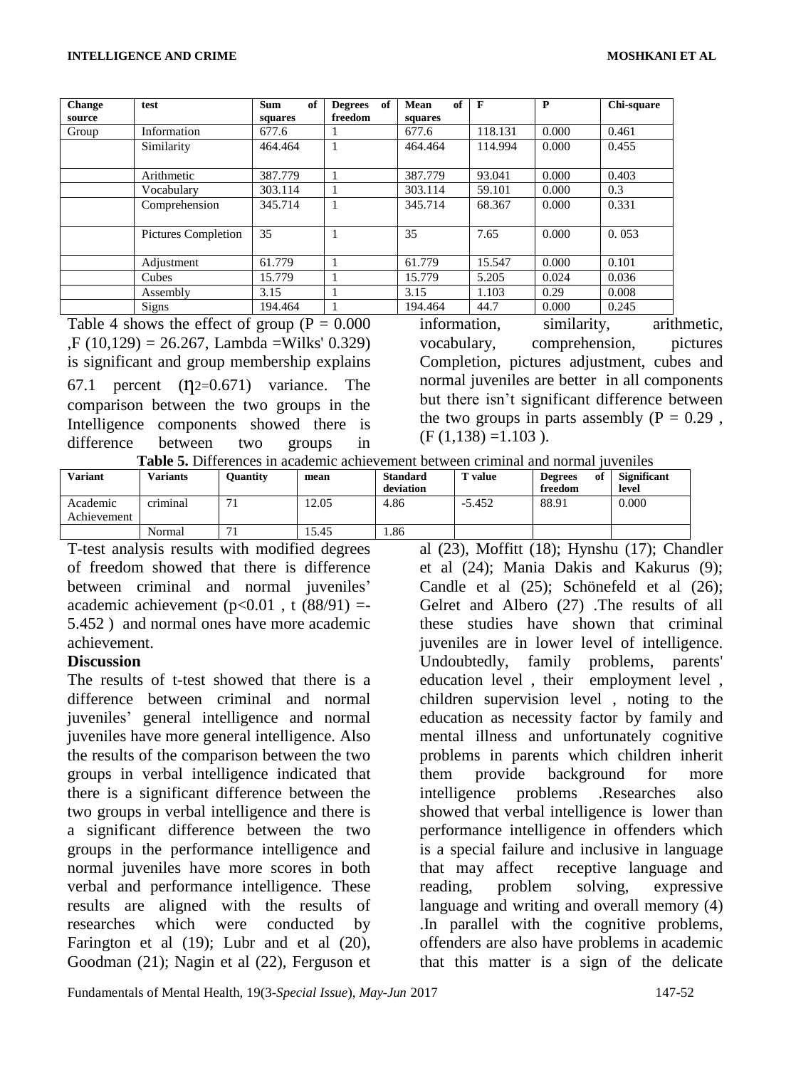| Change source | test | Sum of squares | Degrees of freedom | Mean of squares | F | P | Chi-square |
|---|---|---|---|---|---|---|---|
| Group | Information | 677.6 | 1 | 677.6 | 118.131 | 0.000 | 0.461 |
| | Similarity | 464.464 | 1 | 464.464 | 114.994 | 0.000 | 0.455 |
| | Arithmetic | 387.779 | 1 | 387.779 | 93.041 | 0.000 | 0.403 |
| | Vocabulary | 303.114 | 1 | 303.114 | 59.101 | 0.000 | 0.3 |
| | Comprehension | 345.714 | 1 | 345.714 | 68.367 | 0.000 | 0.331 |
| | Pictures Completion | 35 | 1 | 35 | 7.65 | 0.000 | 0. 053 |
| | Adjustment | 61.779 | 1 | 61.779 | 15.547 | 0.000 | 0.101 |
| | Cubes | 15.779 | 1 | 15.779 | 5.205 | 0.024 | 0.036 |
| | Assembly | 3.15 | 1 | 3.15 | 1.103 | 0.29 | 0.008 |
| | Signs | 194.464 | 1 | 194.464 | 44.7 | 0.000 | 0.245 |

Table 4 shows the effect of group ($P = 0.000$, $F (10,129) = 26.267$, Lambda =Wilks' 0.329) is significant and group membership explains 67.1 percent ($\eta^2=0.671$) variance. The comparison between the two groups in the Intelligence components showed there is difference between two groups in information, similarity, arithmetic, vocabulary, comprehension, pictures Completion, pictures adjustment, cubes and normal juveniles are better in all components but there isn't significant difference between the two groups in parts assembly ($P = 0.29$, ($F (1,138) =1.103$ ).

**Table 5.** Differences in academic achievement between criminal and normal juveniles

| Variant | Variants | Quantity | mean | Standard deviation | T value | Degrees of freedom | Significant level |
|---|---|---|---|---|---|---|---|
| Academic Achievement | criminal | 71 | 12.05 | 4.86 | -5.452 | 88.91 | 0.000 |
| | Normal | 71 | 15.45 | 1.86 | | | |

T-test analysis results with modified degrees of freedom showed that there is difference between criminal and normal juveniles' academic achievement ($p<0.01$ , t (88/91) =-5.452 ) and normal ones have more academic achievement.

### Discussion

The results of t-test showed that there is a difference between criminal and normal juveniles' general intelligence and normal juveniles have more general intelligence. Also the results of the comparison between the two groups in verbal intelligence indicated that there is a significant difference between the two groups in verbal intelligence and there is a significant difference between the two groups in the performance intelligence and normal juveniles have more scores in both verbal and performance intelligence. These results are aligned with the results of researches which were conducted by Farington et al (19); Lubr and et al (20), Goodman (21); Nagin et al (22), Ferguson et al (23), Moffitt (18); Hynshu (17); Chandler et al (24); Mania Dakis and Kakurus (9); Candle et al (25); Schönefeld et al (26); Gelret and Albero (27) .The results of all these studies have shown that criminal juveniles are in lower level of intelligence. Undoubtedly, family problems, parents' education level , their employment level , children supervision level , noting to the education as necessity factor by family and mental illness and unfortunately cognitive problems in parents which children inherit them provide background for more intelligence problems .Researches also showed that verbal intelligence is lower than performance intelligence in offenders which is a special failure and inclusive in language that may affect receptive language and reading, problem solving, expressive language and writing and overall memory (4) .In parallel with the cognitive problems, offenders are also have problems in academic that this matter is a sign of the delicate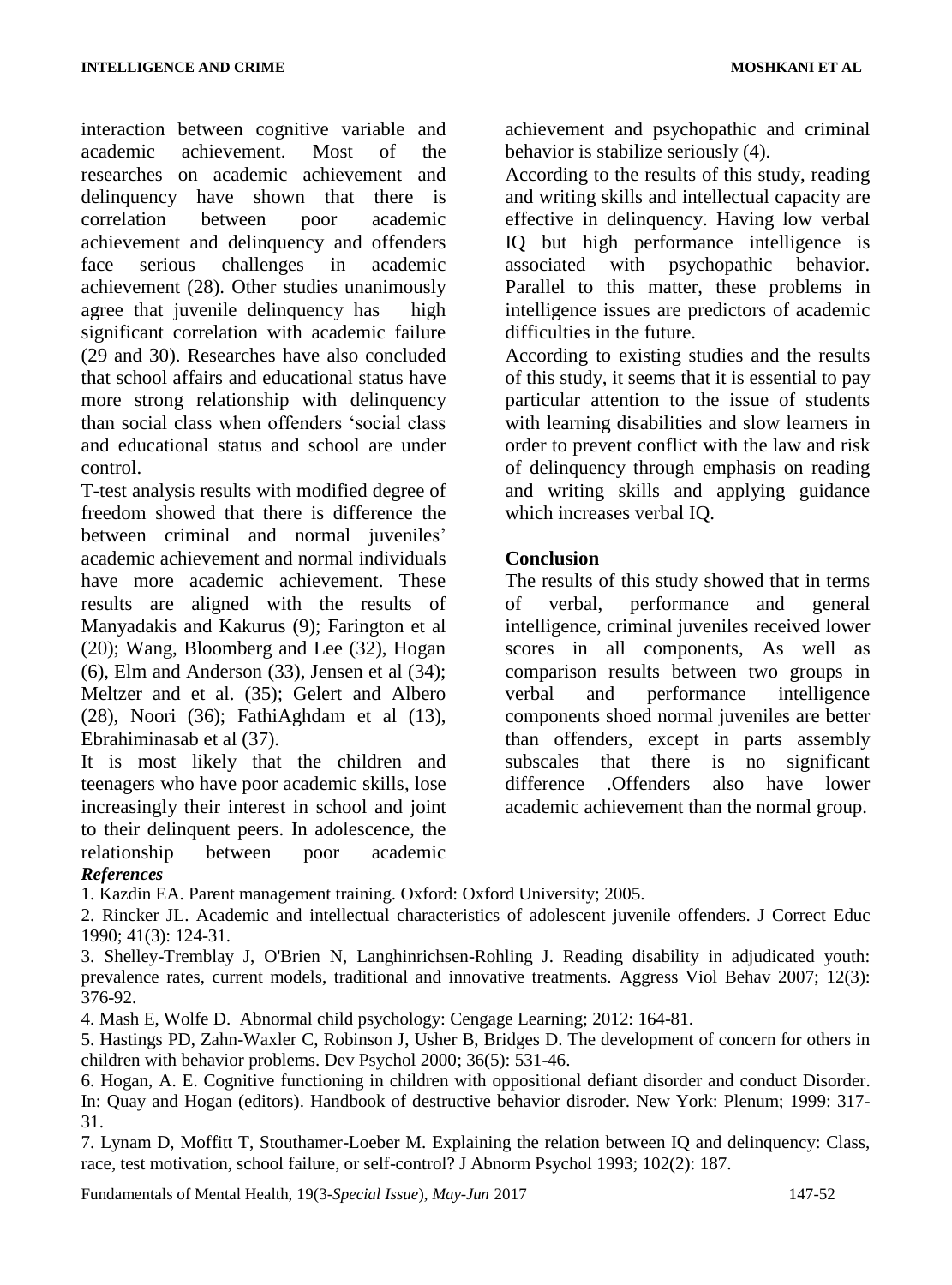interaction between cognitive variable and academic achievement. Most of the researches on academic achievement and delinquency have shown that there is correlation between poor academic achievement and delinquency and offenders face serious challenges in academic achievement (28). Other studies unanimously agree that juvenile delinquency has high significant correlation with academic failure (29 and 30). Researches have also concluded that school affairs and educational status have more strong relationship with delinquency than social class when offenders 'social class and educational status and school are under control.

T-test analysis results with modified degree of freedom showed that there is difference the between criminal and normal juveniles' academic achievement and normal individuals have more academic achievement. These results are aligned with the results of Manyadakis and Kakurus (9); Farington et al (20); Wang, Bloomberg and Lee (32), Hogan (6), Elm and Anderson (33), Jensen et al (34); Meltzer and et al. (35); Gelert and Albero (28), Noori (36); FathiAghdam et al (13), Ebrahiminasab et al (37).

It is most likely that the children and teenagers who have poor academic skills, lose increasingly their interest in school and joint to their delinquent peers. In adolescence, the relationship between poor academic achievement and psychopathic and criminal behavior is stabilize seriously (4).

According to the results of this study, reading and writing skills and intellectual capacity are effective in delinquency. Having low verbal IQ but high performance intelligence is associated with psychopathic behavior. Parallel to this matter, these problems in intelligence issues are predictors of academic difficulties in the future.

According to existing studies and the results of this study, it seems that it is essential to pay particular attention to the issue of students with learning disabilities and slow learners in order to prevent conflict with the law and risk of delinquency through emphasis on reading and writing skills and applying guidance which increases verbal IQ.

## Conclusion

The results of this study showed that in terms of verbal, performance and general intelligence, criminal juveniles received lower scores in all components, As well as comparison results between two groups in verbal and performance intelligence components shoed normal juveniles are better than offenders, except in parts assembly subscales that there is no significant difference .Offenders also have lower academic achievement than the normal group.

### *References*

1. Kazdin EA. Parent management training. Oxford: Oxford University; 2005.
2. Rincker JL. Academic and intellectual characteristics of adolescent juvenile offenders. J Correct Educ 1990; 41(3): 124-31.
3. Shelley-Tremblay J, O'Brien N, Langhinrichsen-Rohling J. Reading disability in adjudicated youth: prevalence rates, current models, traditional and innovative treatments. Aggress Viol Behav 2007; 12(3): 376-92.
4. Mash E, Wolfe D. Abnormal child psychology: Cengage Learning; 2012: 164-81.
5. Hastings PD, Zahn-Waxler C, Robinson J, Usher B, Bridges D. The development of concern for others in children with behavior problems. Dev Psychol 2000; 36(5): 531-46.
6. Hogan, A. E. Cognitive functioning in children with oppositional defiant disorder and conduct Disorder. In: Quay and Hogan (editors). Handbook of destructive behavior disroder. New York: Plenum; 1999: 317-31.
7. Lynam D, Moffitt T, Stouthamer-Loeber M. Explaining the relation between IQ and delinquency: Class, race, test motivation, school failure, or self-control? J Abnorm Psychol 1993; 102(2): 187.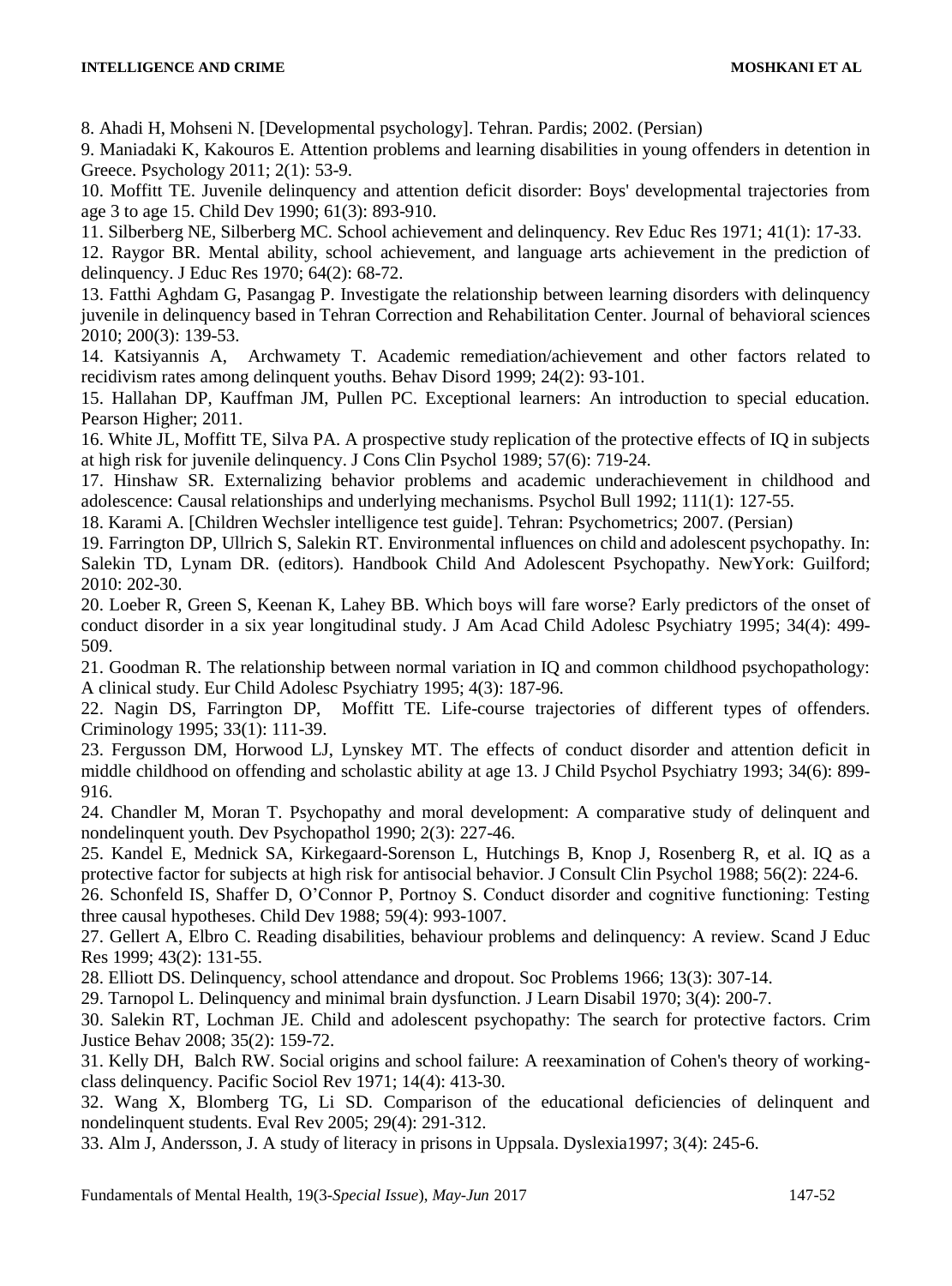8. Ahadi H, Mohseni N. [Developmental psychology]. Tehran. Pardis; 2002. (Persian)

9. Maniadaki K, Kakouros E. Attention problems and learning disabilities in young offenders in detention in Greece. Psychology 2011; 2(1): 53-9.

10. Moffitt TE. Juvenile delinquency and attention deficit disorder: Boys' developmental trajectories from age 3 to age 15. Child Dev 1990; 61(3): 893-910.

11. Silberberg NE, Silberberg MC. School achievement and delinquency. Rev Educ Res 1971; 41(1): 17-33.

12. Raygor BR. Mental ability, school achievement, and language arts achievement in the prediction of delinquency. J Educ Res 1970; 64(2): 68-72.

13. Fatthi Aghdam G, Pasangag P. Investigate the relationship between learning disorders with delinquency juvenile in delinquency based in Tehran Correction and Rehabilitation Center. Journal of behavioral sciences 2010; 200(3): 139-53.

14. Katsiyannis A, Archwamety T. Academic remediation/achievement and other factors related to recidivism rates among delinquent youths. Behav Disord 1999; 24(2): 93-101.

15. Hallahan DP, Kauffman JM, Pullen PC. Exceptional learners: An introduction to special education. Pearson Higher; 2011.

16. White JL, Moffitt TE, Silva PA. A prospective study replication of the protective effects of IQ in subjects at high risk for juvenile delinquency. J Cons Clin Psychol 1989; 57(6): 719-24.

17. Hinshaw SR. Externalizing behavior problems and academic underachievement in childhood and adolescence: Causal relationships and underlying mechanisms. Psychol Bull 1992; 111(1): 127-55.

18. Karami A. [Children Wechsler intelligence test guide]. Tehran: Psychometrics; 2007. (Persian)

19. Farrington DP, Ullrich S, Salekin RT. Environmental influences on child and adolescent psychopathy. In: Salekin TD, Lynam DR. (editors). Handbook Child And Adolescent Psychopathy. NewYork: Guilford; 2010: 202-30.

20. Loeber R, Green S, Keenan K, Lahey BB. Which boys will fare worse? Early predictors of the onset of conduct disorder in a six year longitudinal study. J Am Acad Child Adolesc Psychiatry 1995; 34(4): 499-509.

21. Goodman R. The relationship between normal variation in IQ and common childhood psychopathology: A clinical study. Eur Child Adolesc Psychiatry 1995; 4(3): 187-96.

22. Nagin DS, Farrington DP, Moffitt TE. Life-course trajectories of different types of offenders. Criminology 1995; 33(1): 111-39.

23. Fergusson DM, Horwood LJ, Lynskey MT. The effects of conduct disorder and attention deficit in middle childhood on offending and scholastic ability at age 13. J Child Psychol Psychiatry 1993; 34(6): 899-916.

24. Chandler M, Moran T. Psychopathy and moral development: A comparative study of delinquent and nondelinquent youth. Dev Psychopathol 1990; 2(3): 227-46.

25. Kandel E, Mednick SA, Kirkegaard-Sorenson L, Hutchings B, Knop J, Rosenberg R, et al. IQ as a protective factor for subjects at high risk for antisocial behavior. J Consult Clin Psychol 1988; 56(2): 224-6.

26. Schonfeld IS, Shaffer D, O'Connor P, Portnoy S. Conduct disorder and cognitive functioning: Testing three causal hypotheses. Child Dev 1988; 59(4): 993-1007.

27. Gellert A, Elbro C. Reading disabilities, behaviour problems and delinquency: A review. Scand J Educ Res 1999; 43(2): 131-55.

28. Elliott DS. Delinquency, school attendance and dropout. Soc Problems 1966; 13(3): 307-14.

29. Tarnopol L. Delinquency and minimal brain dysfunction. J Learn Disabil 1970; 3(4): 200-7.

30. Salekin RT, Lochman JE. Child and adolescent psychopathy: The search for protective factors. Crim Justice Behav 2008; 35(2): 159-72.

31. Kelly DH, Balch RW. Social origins and school failure: A reexamination of Cohen's theory of working-class delinquency. Pacific Sociol Rev 1971; 14(4): 413-30.

32. Wang X, Blomberg TG, Li SD. Comparison of the educational deficiencies of delinquent and nondelinquent students. Eval Rev 2005; 29(4): 291-312.

33. Alm J, Andersson, J. A study of literacy in prisons in Uppsala. Dyslexia1997; 3(4): 245-6.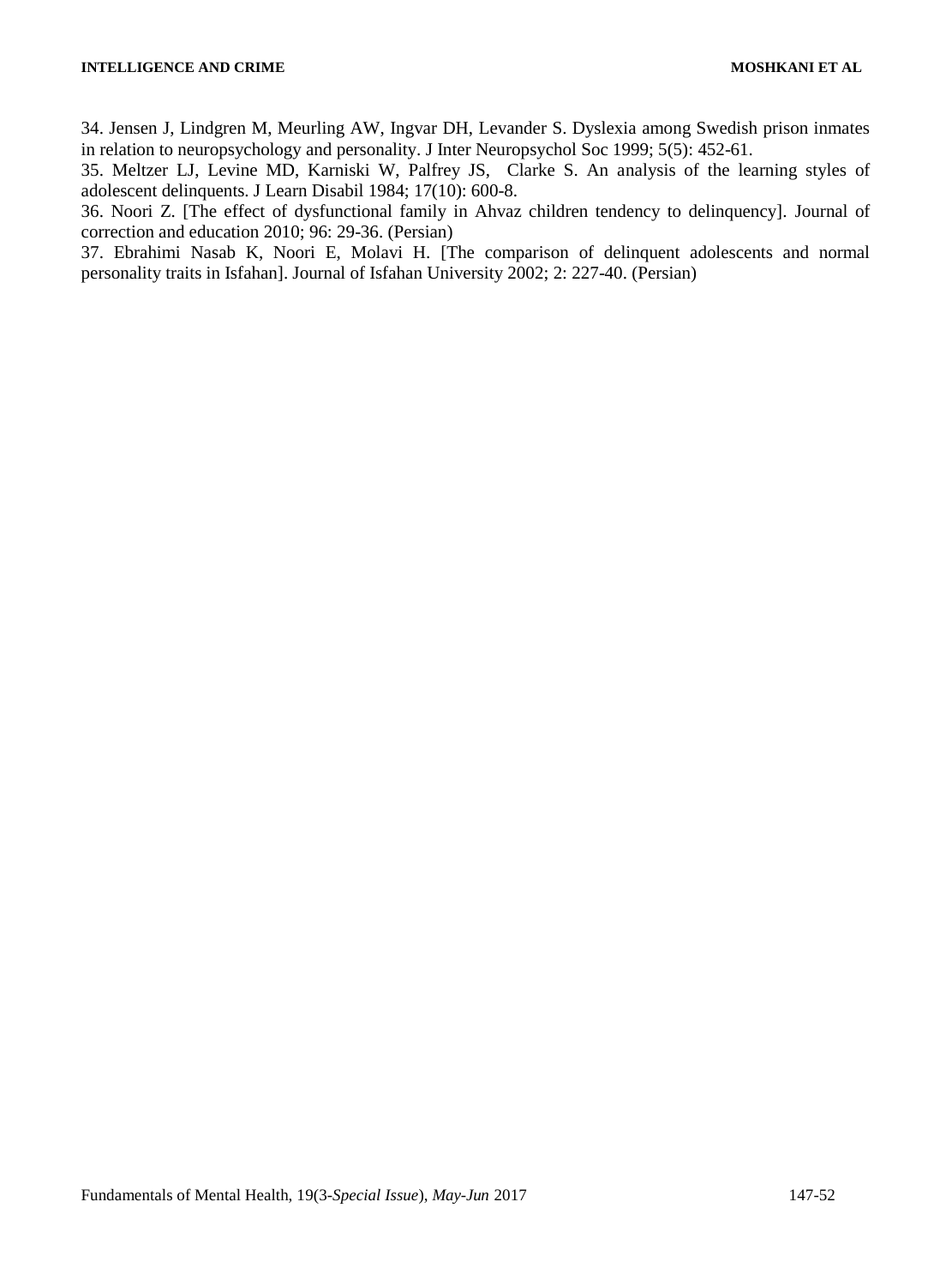34. Jensen J, Lindgren M, Meurling AW, Ingvar DH, Levander S. Dyslexia among Swedish prison inmates in relation to neuropsychology and personality. J Inter Neuropsychol Soc 1999; 5(5): 452-61.

35. Meltzer LJ, Levine MD, Karniski W, Palfrey JS, Clarke S. An analysis of the learning styles of adolescent delinquents. J Learn Disabil 1984; 17(10): 600-8.

36. Noori Z. [The effect of dysfunctional family in Ahvaz children tendency to delinquency]. Journal of correction and education 2010; 96: 29-36. (Persian)

37. Ebrahimi Nasab K, Noori E, Molavi H. [The comparison of delinquent adolescents and normal personality traits in Isfahan]. Journal of Isfahan University 2002; 2: 227-40. (Persian)